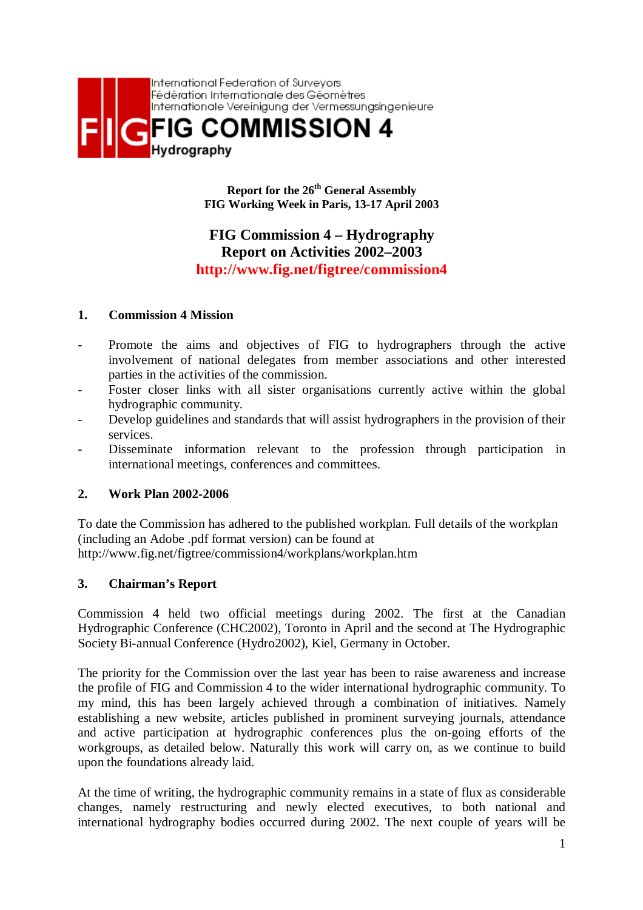International Federation of Surveyors
Fédération Internationale des Géomètres
Internationale Vereinigung der Vermessungsingenieure

**FIG COMMISSION 4**
**Hydrography**

**Report for the 26th General Assembly**
**FIG Working Week in Paris, 13-17 April 2003**

# FIG Commission 4 – Hydrography
# Report on Activities 2002–2003

**http://www.fig.net/figtree/commission4**

## 1. Commission 4 Mission

- Promote the aims and objectives of FIG to hydrographers through the active involvement of national delegates from member associations and other interested parties in the activities of the commission.
- Foster closer links with all sister organisations currently active within the global hydrographic community.
- Develop guidelines and standards that will assist hydrographers in the provision of their services.
- Disseminate information relevant to the profession through participation in international meetings, conferences and committees.

## 2. Work Plan 2002-2006

To date the Commission has adhered to the published workplan. Full details of the workplan (including an Adobe .pdf format version) can be found at http://www.fig.net/figtree/commission4/workplans/workplan.htm

## 3. Chairman's Report

Commission 4 held two official meetings during 2002. The first at the Canadian Hydrographic Conference (CHC2002), Toronto in April and the second at The Hydrographic Society Bi-annual Conference (Hydro2002), Kiel, Germany in October.

The priority for the Commission over the last year has been to raise awareness and increase the profile of FIG and Commission 4 to the wider international hydrographic community. To my mind, this has been largely achieved through a combination of initiatives. Namely establishing a new website, articles published in prominent surveying journals, attendance and active participation at hydrographic conferences plus the on-going efforts of the workgroups, as detailed below. Naturally this work will carry on, as we continue to build upon the foundations already laid.

At the time of writing, the hydrographic community remains in a state of flux as considerable changes, namely restructuring and newly elected executives, to both national and international hydrography bodies occurred during 2002. The next couple of years will be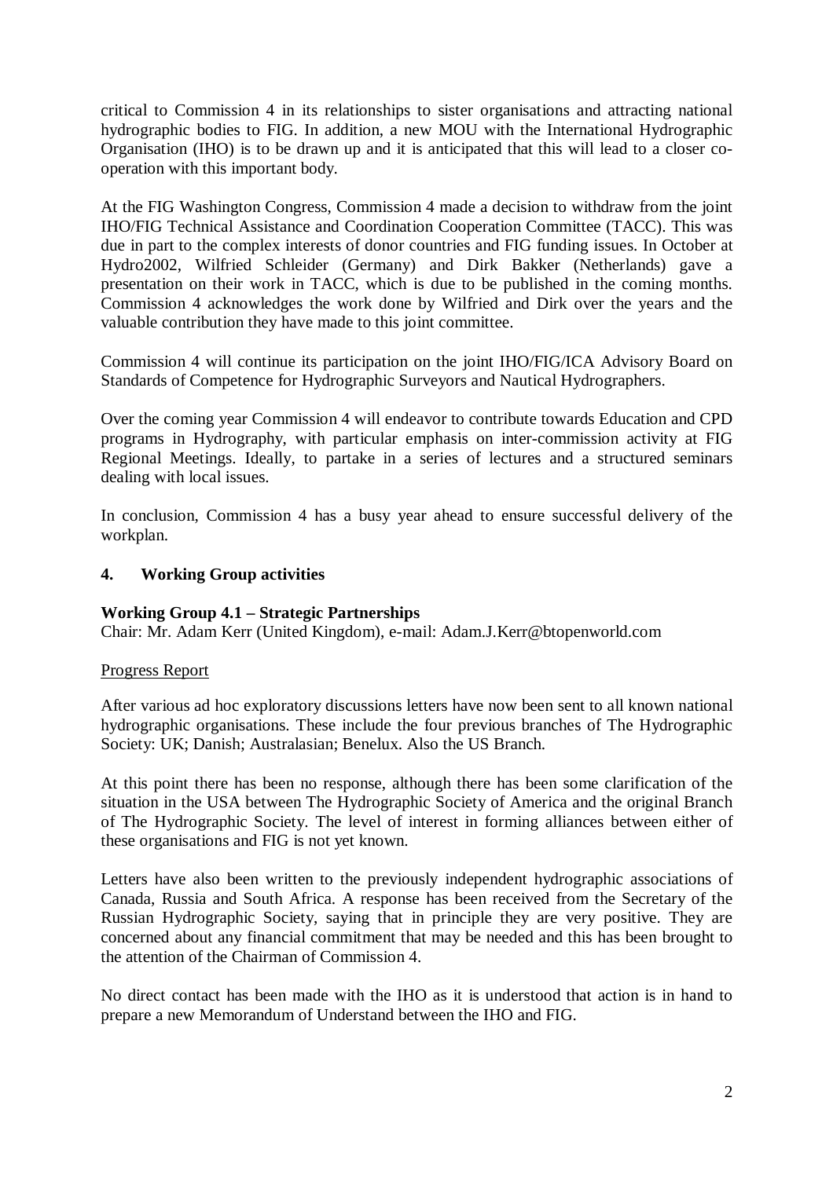critical to Commission 4 in its relationships to sister organisations and attracting national hydrographic bodies to FIG. In addition, a new MOU with the International Hydrographic Organisation (IHO) is to be drawn up and it is anticipated that this will lead to a closer co-operation with this important body.

At the FIG Washington Congress, Commission 4 made a decision to withdraw from the joint IHO/FIG Technical Assistance and Coordination Cooperation Committee (TACC). This was due in part to the complex interests of donor countries and FIG funding issues. In October at Hydro2002, Wilfried Schleider (Germany) and Dirk Bakker (Netherlands) gave a presentation on their work in TACC, which is due to be published in the coming months. Commission 4 acknowledges the work done by Wilfried and Dirk over the years and the valuable contribution they have made to this joint committee.

Commission 4 will continue its participation on the joint IHO/FIG/ICA Advisory Board on Standards of Competence for Hydrographic Surveyors and Nautical Hydrographers.

Over the coming year Commission 4 will endeavor to contribute towards Education and CPD programs in Hydrography, with particular emphasis on inter-commission activity at FIG Regional Meetings. Ideally, to partake in a series of lectures and a structured seminars dealing with local issues.

In conclusion, Commission 4 has a busy year ahead to ensure successful delivery of the workplan.

## 4. Working Group activities

**Working Group 4.1 – Strategic Partnerships**
Chair: Mr. Adam Kerr (United Kingdom), e-mail: Adam.J.Kerr@btopenworld.com

Progress Report

After various ad hoc exploratory discussions letters have now been sent to all known national hydrographic organisations. These include the four previous branches of The Hydrographic Society: UK; Danish; Australasian; Benelux. Also the US Branch.

At this point there has been no response, although there has been some clarification of the situation in the USA between The Hydrographic Society of America and the original Branch of The Hydrographic Society. The level of interest in forming alliances between either of these organisations and FIG is not yet known.

Letters have also been written to the previously independent hydrographic associations of Canada, Russia and South Africa. A response has been received from the Secretary of the Russian Hydrographic Society, saying that in principle they are very positive. They are concerned about any financial commitment that may be needed and this has been brought to the attention of the Chairman of Commission 4.

No direct contact has been made with the IHO as it is understood that action is in hand to prepare a new Memorandum of Understand between the IHO and FIG.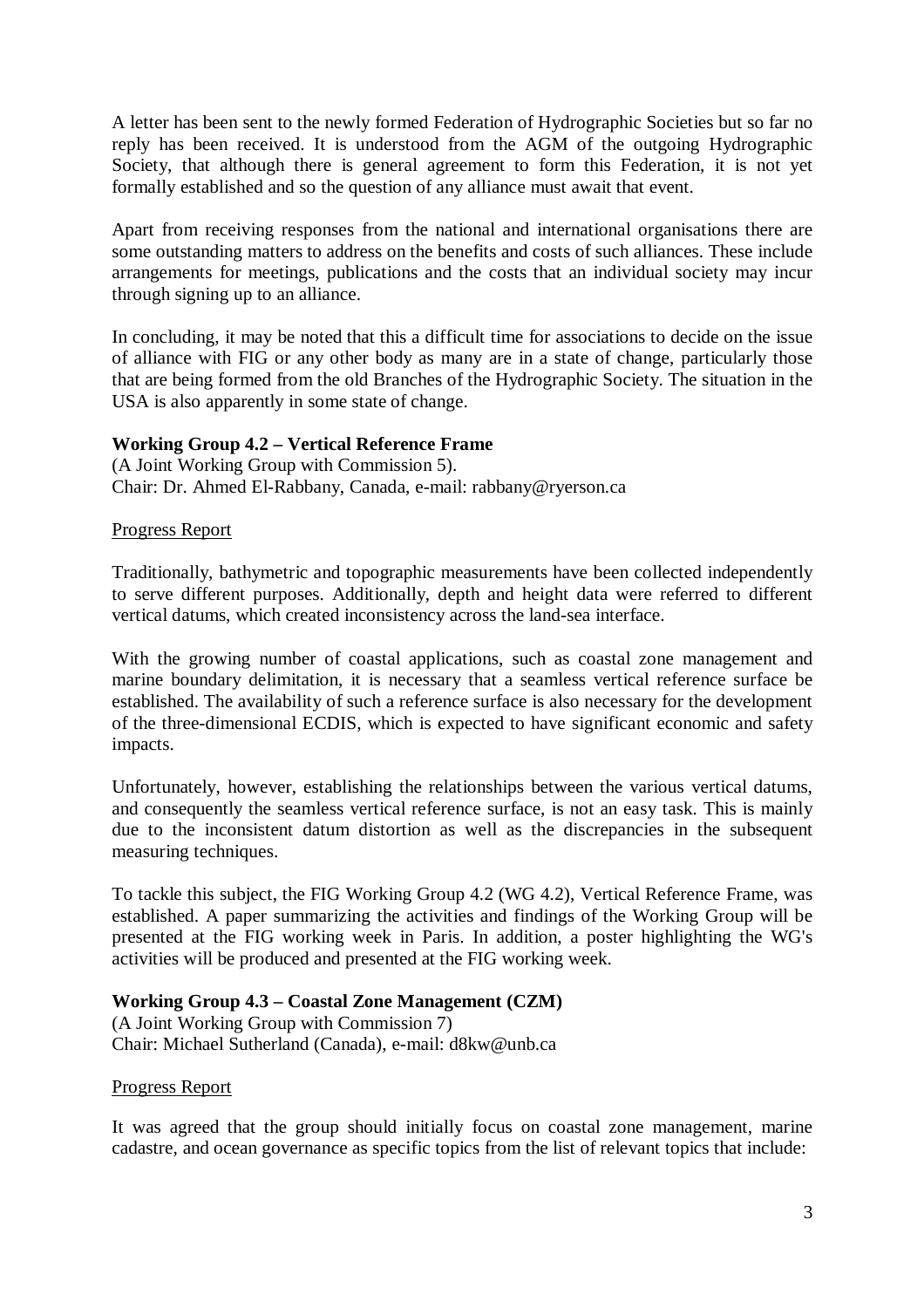A letter has been sent to the newly formed Federation of Hydrographic Societies but so far no reply has been received. It is understood from the AGM of the outgoing Hydrographic Society, that although there is general agreement to form this Federation, it is not yet formally established and so the question of any alliance must await that event.

Apart from receiving responses from the national and international organisations there are some outstanding matters to address on the benefits and costs of such alliances. These include arrangements for meetings, publications and the costs that an individual society may incur through signing up to an alliance.

In concluding, it may be noted that this a difficult time for associations to decide on the issue of alliance with FIG or any other body as many are in a state of change, particularly those that are being formed from the old Branches of the Hydrographic Society. The situation in the USA is also apparently in some state of change.

**Working Group 4.2 – Vertical Reference Frame**
(A Joint Working Group with Commission 5).
Chair: Dr. Ahmed El-Rabbany, Canada, e-mail: rabbany@ryerson.ca

Progress Report

Traditionally, bathymetric and topographic measurements have been collected independently to serve different purposes. Additionally, depth and height data were referred to different vertical datums, which created inconsistency across the land-sea interface.

With the growing number of coastal applications, such as coastal zone management and marine boundary delimitation, it is necessary that a seamless vertical reference surface be established. The availability of such a reference surface is also necessary for the development of the three-dimensional ECDIS, which is expected to have significant economic and safety impacts.

Unfortunately, however, establishing the relationships between the various vertical datums, and consequently the seamless vertical reference surface, is not an easy task. This is mainly due to the inconsistent datum distortion as well as the discrepancies in the subsequent measuring techniques.

To tackle this subject, the FIG Working Group 4.2 (WG 4.2), Vertical Reference Frame, was established. A paper summarizing the activities and findings of the Working Group will be presented at the FIG working week in Paris. In addition, a poster highlighting the WG's activities will be produced and presented at the FIG working week.

**Working Group 4.3 – Coastal Zone Management (CZM)**
(A Joint Working Group with Commission 7)
Chair: Michael Sutherland (Canada), e-mail: d8kw@unb.ca

Progress Report

It was agreed that the group should initially focus on coastal zone management, marine cadastre, and ocean governance as specific topics from the list of relevant topics that include: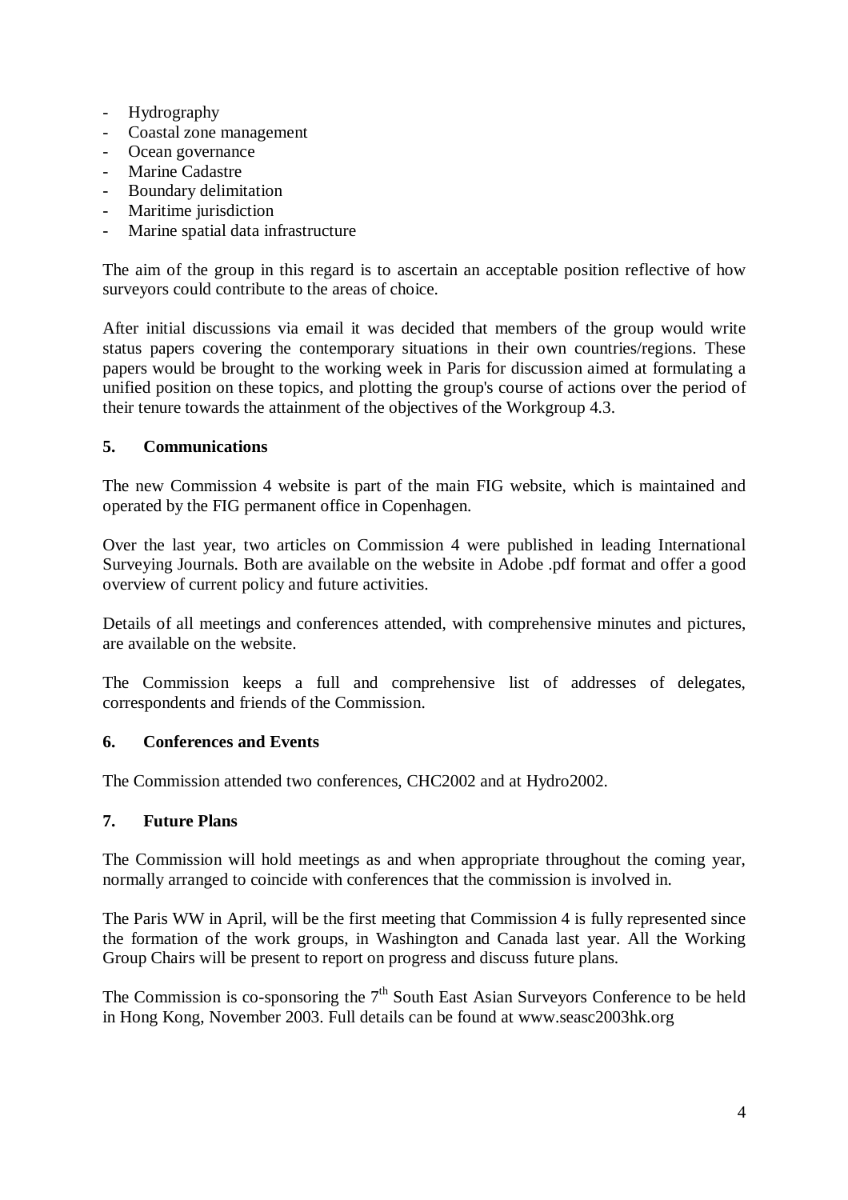- Hydrography
- Coastal zone management
- Ocean governance
- Marine Cadastre
- Boundary delimitation
- Maritime jurisdiction
- Marine spatial data infrastructure

The aim of the group in this regard is to ascertain an acceptable position reflective of how surveyors could contribute to the areas of choice.

After initial discussions via email it was decided that members of the group would write status papers covering the contemporary situations in their own countries/regions. These papers would be brought to the working week in Paris for discussion aimed at formulating a unified position on these topics, and plotting the group's course of actions over the period of their tenure towards the attainment of the objectives of the Workgroup 4.3.

## 5. Communications

The new Commission 4 website is part of the main FIG website, which is maintained and operated by the FIG permanent office in Copenhagen.

Over the last year, two articles on Commission 4 were published in leading International Surveying Journals. Both are available on the website in Adobe .pdf format and offer a good overview of current policy and future activities.

Details of all meetings and conferences attended, with comprehensive minutes and pictures, are available on the website.

The Commission keeps a full and comprehensive list of addresses of delegates, correspondents and friends of the Commission.

## 6. Conferences and Events

The Commission attended two conferences, CHC2002 and at Hydro2002.

## 7. Future Plans

The Commission will hold meetings as and when appropriate throughout the coming year, normally arranged to coincide with conferences that the commission is involved in.

The Paris WW in April, will be the first meeting that Commission 4 is fully represented since the formation of the work groups, in Washington and Canada last year. All the Working Group Chairs will be present to report on progress and discuss future plans.

The Commission is co-sponsoring the 7th South East Asian Surveyors Conference to be held in Hong Kong, November 2003. Full details can be found at www.seasc2003hk.org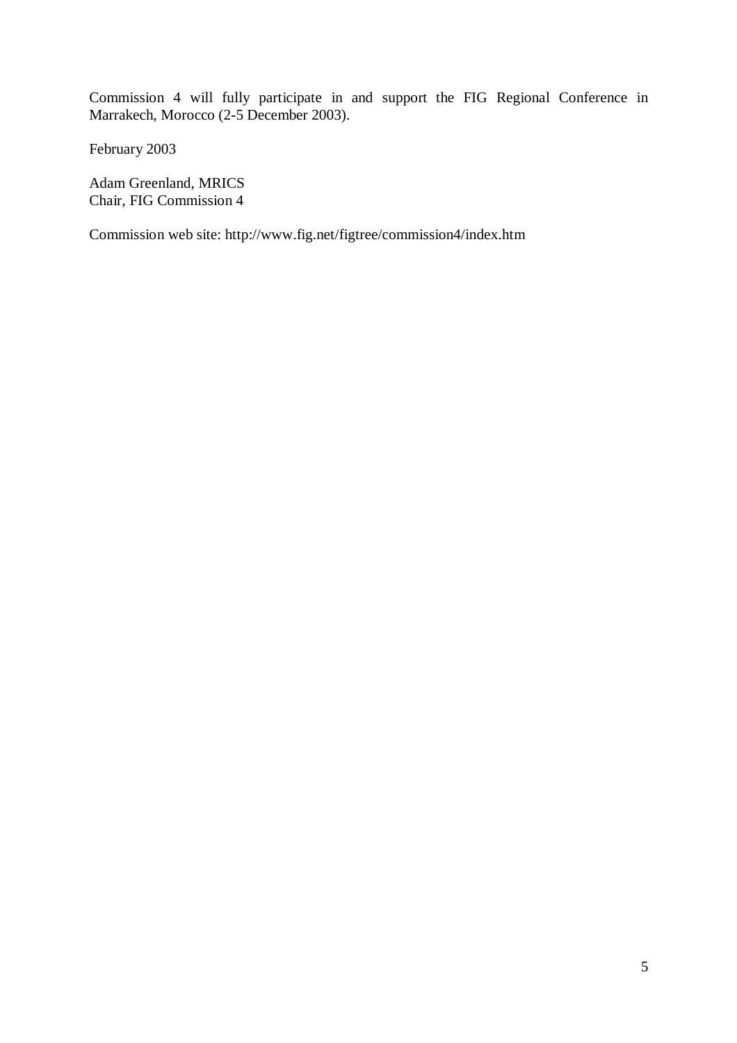Commission 4 will fully participate in and support the FIG Regional Conference in Marrakech, Morocco (2-5 December 2003).

February 2003

Adam Greenland, MRICS
Chair, FIG Commission 4

Commission web site: http://www.fig.net/figtree/commission4/index.htm